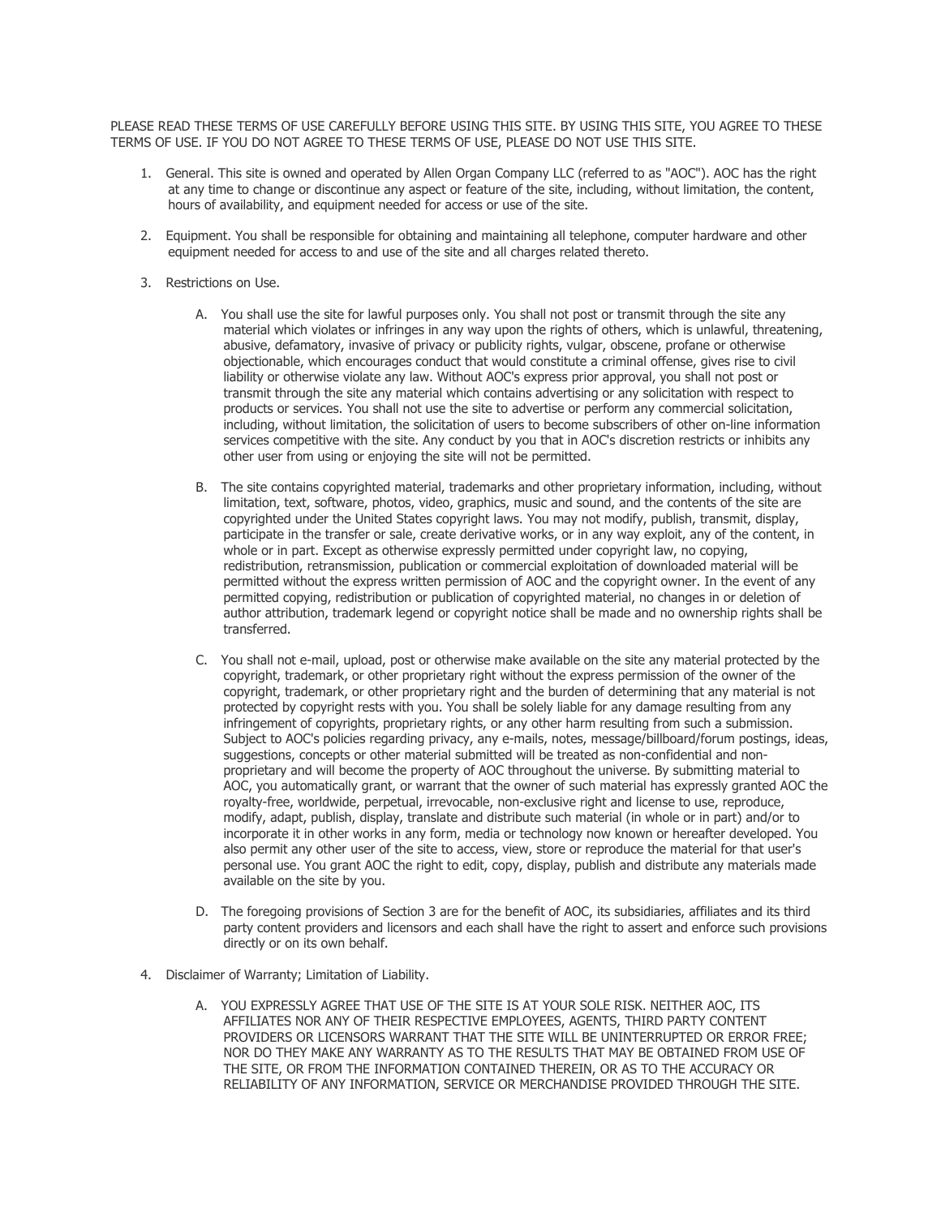PLEASE READ THESE TERMS OF USE CAREFULLY BEFORE USING THIS SITE. BY USING THIS SITE, YOU AGREE TO THESE TERMS OF USE. IF YOU DO NOT AGREE TO THESE TERMS OF USE, PLEASE DO NOT USE THIS SITE.

1. General. This site is owned and operated by Allen Organ Company LLC (referred to as "AOC"). AOC has the right at any time to change or discontinue any aspect or feature of the site, including, without limitation, the content, hours of availability, and equipment needed for access or use of the site.

2. Equipment. You shall be responsible for obtaining and maintaining all telephone, computer hardware and other equipment needed for access to and use of the site and all charges related thereto.

3. Restrictions on Use.

   A. You shall use the site for lawful purposes only. You shall not post or transmit through the site any material which violates or infringes in any way upon the rights of others, which is unlawful, threatening, abusive, defamatory, invasive of privacy or publicity rights, vulgar, obscene, profane or otherwise objectionable, which encourages conduct that would constitute a criminal offense, gives rise to civil liability or otherwise violate any law. Without AOC's express prior approval, you shall not post or transmit through the site any material which contains advertising or any solicitation with respect to products or services. You shall not use the site to advertise or perform any commercial solicitation, including, without limitation, the solicitation of users to become subscribers of other on-line information services competitive with the site. Any conduct by you that in AOC's discretion restricts or inhibits any other user from using or enjoying the site will not be permitted.

   B. The site contains copyrighted material, trademarks and other proprietary information, including, without limitation, text, software, photos, video, graphics, music and sound, and the contents of the site are copyrighted under the United States copyright laws. You may not modify, publish, transmit, display, participate in the transfer or sale, create derivative works, or in any way exploit, any of the content, in whole or in part. Except as otherwise expressly permitted under copyright law, no copying, redistribution, retransmission, publication or commercial exploitation of downloaded material will be permitted without the express written permission of AOC and the copyright owner. In the event of any permitted copying, redistribution or publication of copyrighted material, no changes in or deletion of author attribution, trademark legend or copyright notice shall be made and no ownership rights shall be transferred.

   C. You shall not e-mail, upload, post or otherwise make available on the site any material protected by the copyright, trademark, or other proprietary right without the express permission of the owner of the copyright, trademark, or other proprietary right and the burden of determining that any material is not protected by copyright rests with you. You shall be solely liable for any damage resulting from any infringement of copyrights, proprietary rights, or any other harm resulting from such a submission. Subject to AOC's policies regarding privacy, any e-mails, notes, message/billboard/forum postings, ideas, suggestions, concepts or other material submitted will be treated as non-confidential and non-proprietary and will become the property of AOC throughout the universe. By submitting material to AOC, you automatically grant, or warrant that the owner of such material has expressly granted AOC the royalty-free, worldwide, perpetual, irrevocable, non-exclusive right and license to use, reproduce, modify, adapt, publish, display, translate and distribute such material (in whole or in part) and/or to incorporate it in other works in any form, media or technology now known or hereafter developed. You also permit any other user of the site to access, view, store or reproduce the material for that user's personal use. You grant AOC the right to edit, copy, display, publish and distribute any materials made available on the site by you.

   D. The foregoing provisions of Section 3 are for the benefit of AOC, its subsidiaries, affiliates and its third party content providers and licensors and each shall have the right to assert and enforce such provisions directly or on its own behalf.

4. Disclaimer of Warranty; Limitation of Liability.

   A. YOU EXPRESSLY AGREE THAT USE OF THE SITE IS AT YOUR SOLE RISK. NEITHER AOC, ITS AFFILIATES NOR ANY OF THEIR RESPECTIVE EMPLOYEES, AGENTS, THIRD PARTY CONTENT PROVIDERS OR LICENSORS WARRANT THAT THE SITE WILL BE UNINTERRUPTED OR ERROR FREE; NOR DO THEY MAKE ANY WARRANTY AS TO THE RESULTS THAT MAY BE OBTAINED FROM USE OF THE SITE, OR FROM THE INFORMATION CONTAINED THEREIN, OR AS TO THE ACCURACY OR RELIABILITY OF ANY INFORMATION, SERVICE OR MERCHANDISE PROVIDED THROUGH THE SITE.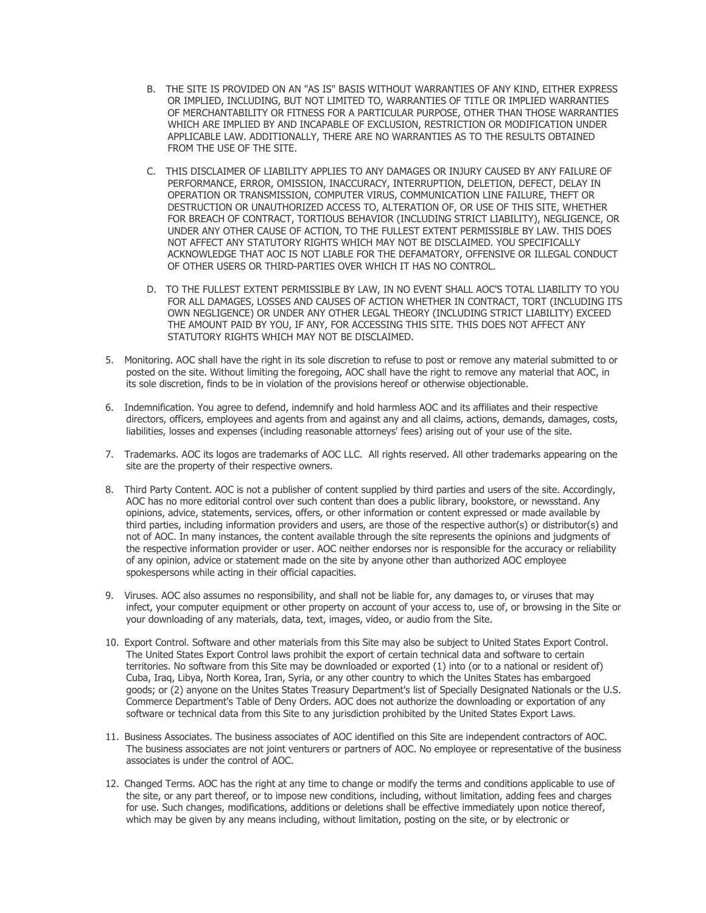B. THE SITE IS PROVIDED ON AN "AS IS" BASIS WITHOUT WARRANTIES OF ANY KIND, EITHER EXPRESS OR IMPLIED, INCLUDING, BUT NOT LIMITED TO, WARRANTIES OF TITLE OR IMPLIED WARRANTIES OF MERCHANTABILITY OR FITNESS FOR A PARTICULAR PURPOSE, OTHER THAN THOSE WARRANTIES WHICH ARE IMPLIED BY AND INCAPABLE OF EXCLUSION, RESTRICTION OR MODIFICATION UNDER APPLICABLE LAW. ADDITIONALLY, THERE ARE NO WARRANTIES AS TO THE RESULTS OBTAINED FROM THE USE OF THE SITE.

C. THIS DISCLAIMER OF LIABILITY APPLIES TO ANY DAMAGES OR INJURY CAUSED BY ANY FAILURE OF PERFORMANCE, ERROR, OMISSION, INACCURACY, INTERRUPTION, DELETION, DEFECT, DELAY IN OPERATION OR TRANSMISSION, COMPUTER VIRUS, COMMUNICATION LINE FAILURE, THEFT OR DESTRUCTION OR UNAUTHORIZED ACCESS TO, ALTERATION OF, OR USE OF THIS SITE, WHETHER FOR BREACH OF CONTRACT, TORTIOUS BEHAVIOR (INCLUDING STRICT LIABILITY), NEGLIGENCE, OR UNDER ANY OTHER CAUSE OF ACTION, TO THE FULLEST EXTENT PERMISSIBLE BY LAW. THIS DOES NOT AFFECT ANY STATUTORY RIGHTS WHICH MAY NOT BE DISCLAIMED. YOU SPECIFICALLY ACKNOWLEDGE THAT AOC IS NOT LIABLE FOR THE DEFAMATORY, OFFENSIVE OR ILLEGAL CONDUCT OF OTHER USERS OR THIRD-PARTIES OVER WHICH IT HAS NO CONTROL.

D. TO THE FULLEST EXTENT PERMISSIBLE BY LAW, IN NO EVENT SHALL AOC'S TOTAL LIABILITY TO YOU FOR ALL DAMAGES, LOSSES AND CAUSES OF ACTION WHETHER IN CONTRACT, TORT (INCLUDING ITS OWN NEGLIGENCE) OR UNDER ANY OTHER LEGAL THEORY (INCLUDING STRICT LIABILITY) EXCEED THE AMOUNT PAID BY YOU, IF ANY, FOR ACCESSING THIS SITE. THIS DOES NOT AFFECT ANY STATUTORY RIGHTS WHICH MAY NOT BE DISCLAIMED.

5. Monitoring. AOC shall have the right in its sole discretion to refuse to post or remove any material submitted to or posted on the site. Without limiting the foregoing, AOC shall have the right to remove any material that AOC, in its sole discretion, finds to be in violation of the provisions hereof or otherwise objectionable.

6. Indemnification. You agree to defend, indemnify and hold harmless AOC and its affiliates and their respective directors, officers, employees and agents from and against any and all claims, actions, demands, damages, costs, liabilities, losses and expenses (including reasonable attorneys' fees) arising out of your use of the site.

7. Trademarks. AOC its logos are trademarks of AOC LLC. All rights reserved. All other trademarks appearing on the site are the property of their respective owners.

8. Third Party Content. AOC is not a publisher of content supplied by third parties and users of the site. Accordingly, AOC has no more editorial control over such content than does a public library, bookstore, or newsstand. Any opinions, advice, statements, services, offers, or other information or content expressed or made available by third parties, including information providers and users, are those of the respective author(s) or distributor(s) and not of AOC. In many instances, the content available through the site represents the opinions and judgments of the respective information provider or user. AOC neither endorses nor is responsible for the accuracy or reliability of any opinion, advice or statement made on the site by anyone other than authorized AOC employee spokespersons while acting in their official capacities.

9. Viruses. AOC also assumes no responsibility, and shall not be liable for, any damages to, or viruses that may infect, your computer equipment or other property on account of your access to, use of, or browsing in the Site or your downloading of any materials, data, text, images, video, or audio from the Site.

10. Export Control. Software and other materials from this Site may also be subject to United States Export Control. The United States Export Control laws prohibit the export of certain technical data and software to certain territories. No software from this Site may be downloaded or exported (1) into (or to a national or resident of) Cuba, Iraq, Libya, North Korea, Iran, Syria, or any other country to which the Unites States has embargoed goods; or (2) anyone on the Unites States Treasury Department's list of Specially Designated Nationals or the U.S. Commerce Department's Table of Deny Orders. AOC does not authorize the downloading or exportation of any software or technical data from this Site to any jurisdiction prohibited by the United States Export Laws.

11. Business Associates. The business associates of AOC identified on this Site are independent contractors of AOC. The business associates are not joint venturers or partners of AOC. No employee or representative of the business associates is under the control of AOC.

12. Changed Terms. AOC has the right at any time to change or modify the terms and conditions applicable to use of the site, or any part thereof, or to impose new conditions, including, without limitation, adding fees and charges for use. Such changes, modifications, additions or deletions shall be effective immediately upon notice thereof, which may be given by any means including, without limitation, posting on the site, or by electronic or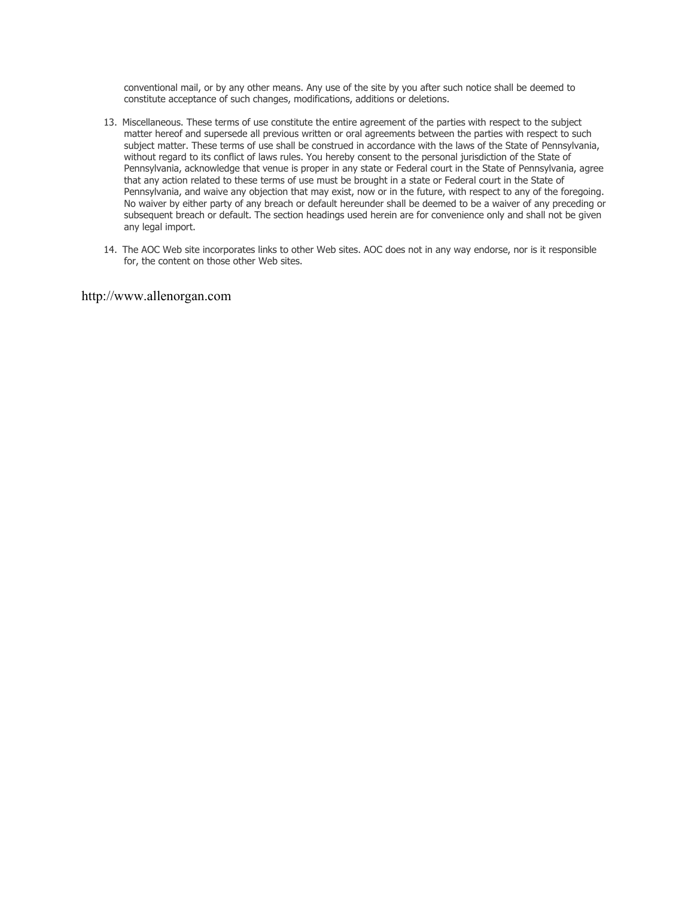conventional mail, or by any other means. Any use of the site by you after such notice shall be deemed to constitute acceptance of such changes, modifications, additions or deletions.

13. Miscellaneous. These terms of use constitute the entire agreement of the parties with respect to the subject matter hereof and supersede all previous written or oral agreements between the parties with respect to such subject matter. These terms of use shall be construed in accordance with the laws of the State of Pennsylvania, without regard to its conflict of laws rules. You hereby consent to the personal jurisdiction of the State of Pennsylvania, acknowledge that venue is proper in any state or Federal court in the State of Pennsylvania, agree that any action related to these terms of use must be brought in a state or Federal court in the State of Pennsylvania, and waive any objection that may exist, now or in the future, with respect to any of the foregoing. No waiver by either party of any breach or default hereunder shall be deemed to be a waiver of any preceding or subsequent breach or default. The section headings used herein are for convenience only and shall not be given any legal import.

14. The AOC Web site incorporates links to other Web sites. AOC does not in any way endorse, nor is it responsible for, the content on those other Web sites.

http://www.allenorgan.com